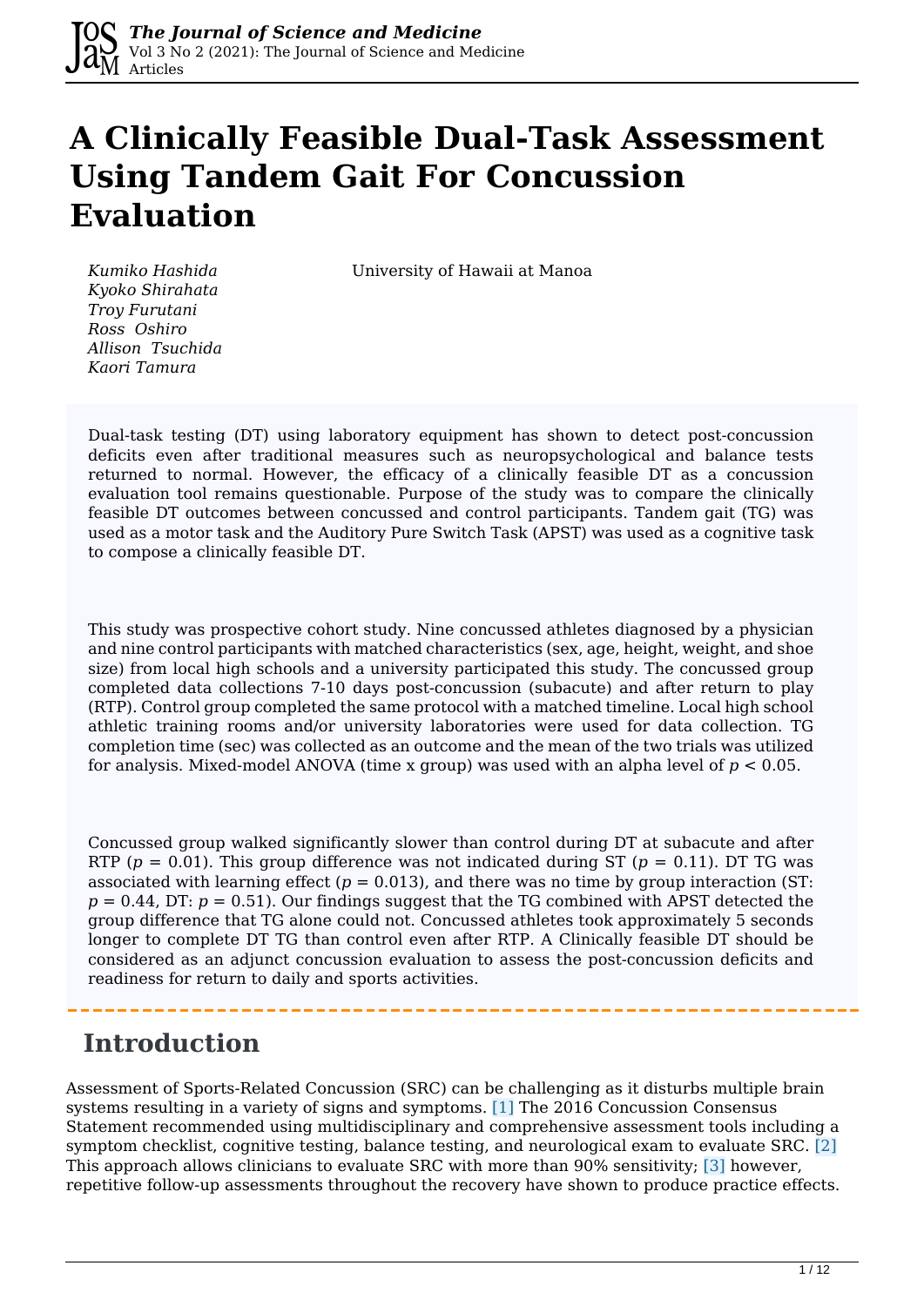# A Clinically Feasible Dual-Task Assessment Using Tandem Gait For Concussion Evaluation

*Kumiko Hashida*
*Kyoko Shirahata*
*Troy Furutani*
*Ross Oshiro*
*Allison Tsuchida*
*Kaori Tamura*

University of Hawaii at Manoa

Dual-task testing (DT) using laboratory equipment has shown to detect post-concussion deficits even after traditional measures such as neuropsychological and balance tests returned to normal. However, the efficacy of a clinically feasible DT as a concussion evaluation tool remains questionable. Purpose of the study was to compare the clinically feasible DT outcomes between concussed and control participants. Tandem gait (TG) was used as a motor task and the Auditory Pure Switch Task (APST) was used as a cognitive task to compose a clinically feasible DT.

This study was prospective cohort study. Nine concussed athletes diagnosed by a physician and nine control participants with matched characteristics (sex, age, height, weight, and shoe size) from local high schools and a university participated this study. The concussed group completed data collections 7-10 days post-concussion (subacute) and after return to play (RTP). Control group completed the same protocol with a matched timeline. Local high school athletic training rooms and/or university laboratories were used for data collection. TG completion time (sec) was collected as an outcome and the mean of the two trials was utilized for analysis. Mixed-model ANOVA (time x group) was used with an alpha level of $p < 0.05$.

Concussed group walked significantly slower than control during DT at subacute and after RTP ($p = 0.01$). This group difference was not indicated during ST ($p = 0.11$). DT TG was associated with learning effect ($p = 0.013$), and there was no time by group interaction (ST: $p = 0.44$, DT: $p = 0.51$). Our findings suggest that the TG combined with APST detected the group difference that TG alone could not. Concussed athletes took approximately 5 seconds longer to complete DT TG than control even after RTP. A Clinically feasible DT should be considered as an adjunct concussion evaluation to assess the post-concussion deficits and readiness for return to daily and sports activities.

## Introduction

Assessment of Sports-Related Concussion (SRC) can be challenging as it disturbs multiple brain systems resulting in a variety of signs and symptoms. [1] The 2016 Concussion Consensus Statement recommended using multidisciplinary and comprehensive assessment tools including a symptom checklist, cognitive testing, balance testing, and neurological exam to evaluate SRC. [2] This approach allows clinicians to evaluate SRC with more than 90% sensitivity; [3] however, repetitive follow-up assessments throughout the recovery have shown to produce practice effects.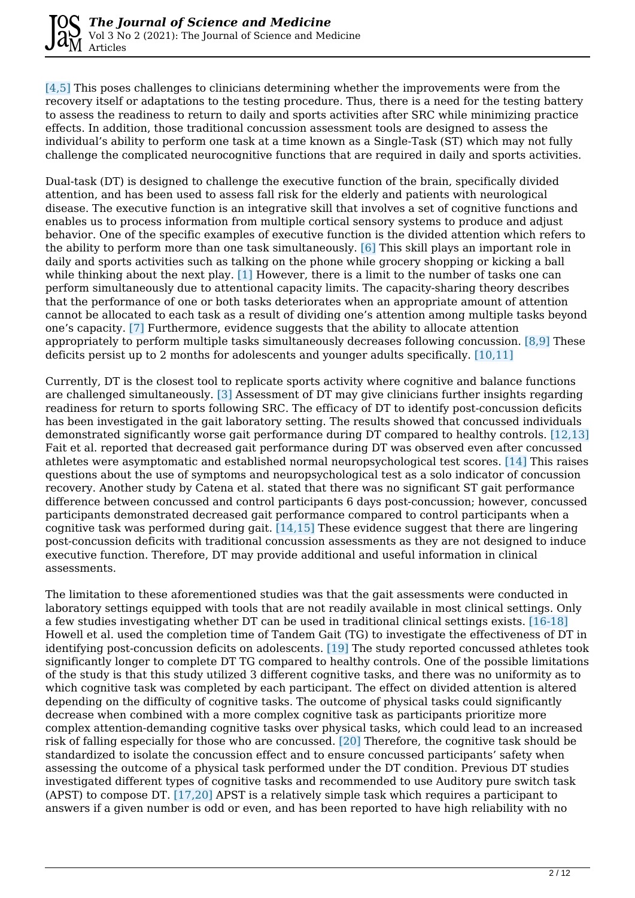[4,5] This poses challenges to clinicians determining whether the improvements were from the recovery itself or adaptations to the testing procedure. Thus, there is a need for the testing battery to assess the readiness to return to daily and sports activities after SRC while minimizing practice effects. In addition, those traditional concussion assessment tools are designed to assess the individual's ability to perform one task at a time known as a Single-Task (ST) which may not fully challenge the complicated neurocognitive functions that are required in daily and sports activities.

Dual-task (DT) is designed to challenge the executive function of the brain, specifically divided attention, and has been used to assess fall risk for the elderly and patients with neurological disease. The executive function is an integrative skill that involves a set of cognitive functions and enables us to process information from multiple cortical sensory systems to produce and adjust behavior. One of the specific examples of executive function is the divided attention which refers to the ability to perform more than one task simultaneously. [6] This skill plays an important role in daily and sports activities such as talking on the phone while grocery shopping or kicking a ball while thinking about the next play. [1] However, there is a limit to the number of tasks one can perform simultaneously due to attentional capacity limits. The capacity-sharing theory describes that the performance of one or both tasks deteriorates when an appropriate amount of attention cannot be allocated to each task as a result of dividing one's attention among multiple tasks beyond one's capacity. [7] Furthermore, evidence suggests that the ability to allocate attention appropriately to perform multiple tasks simultaneously decreases following concussion. [8,9] These deficits persist up to 2 months for adolescents and younger adults specifically. [10,11]

Currently, DT is the closest tool to replicate sports activity where cognitive and balance functions are challenged simultaneously. [3] Assessment of DT may give clinicians further insights regarding readiness for return to sports following SRC. The efficacy of DT to identify post-concussion deficits has been investigated in the gait laboratory setting. The results showed that concussed individuals demonstrated significantly worse gait performance during DT compared to healthy controls. [12,13] Fait et al. reported that decreased gait performance during DT was observed even after concussed athletes were asymptomatic and established normal neuropsychological test scores. [14] This raises questions about the use of symptoms and neuropsychological test as a solo indicator of concussion recovery. Another study by Catena et al. stated that there was no significant ST gait performance difference between concussed and control participants 6 days post-concussion; however, concussed participants demonstrated decreased gait performance compared to control participants when a cognitive task was performed during gait. [14,15] These evidence suggest that there are lingering post-concussion deficits with traditional concussion assessments as they are not designed to induce executive function. Therefore, DT may provide additional and useful information in clinical assessments.

The limitation to these aforementioned studies was that the gait assessments were conducted in laboratory settings equipped with tools that are not readily available in most clinical settings. Only a few studies investigating whether DT can be used in traditional clinical settings exists. [16-18] Howell et al. used the completion time of Tandem Gait (TG) to investigate the effectiveness of DT in identifying post-concussion deficits on adolescents. [19] The study reported concussed athletes took significantly longer to complete DT TG compared to healthy controls. One of the possible limitations of the study is that this study utilized 3 different cognitive tasks, and there was no uniformity as to which cognitive task was completed by each participant. The effect on divided attention is altered depending on the difficulty of cognitive tasks. The outcome of physical tasks could significantly decrease when combined with a more complex cognitive task as participants prioritize more complex attention-demanding cognitive tasks over physical tasks, which could lead to an increased risk of falling especially for those who are concussed. [20] Therefore, the cognitive task should be standardized to isolate the concussion effect and to ensure concussed participants' safety when assessing the outcome of a physical task performed under the DT condition. Previous DT studies investigated different types of cognitive tasks and recommended to use Auditory pure switch task (APST) to compose DT. [17,20] APST is a relatively simple task which requires a participant to answers if a given number is odd or even, and has been reported to have high reliability with no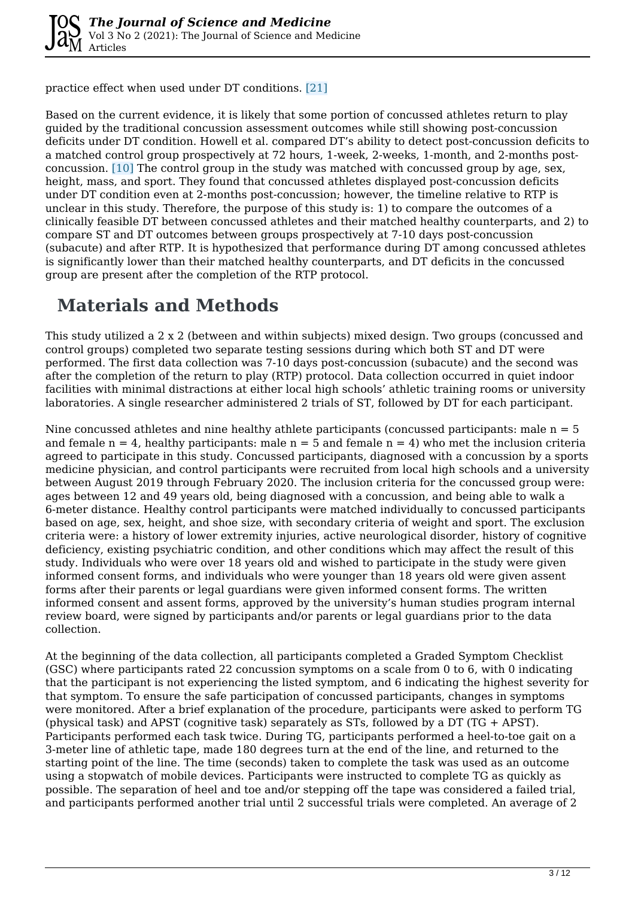practice effect when used under DT conditions. [21]

Based on the current evidence, it is likely that some portion of concussed athletes return to play guided by the traditional concussion assessment outcomes while still showing post-concussion deficits under DT condition. Howell et al. compared DT's ability to detect post-concussion deficits to a matched control group prospectively at 72 hours, 1-week, 2-weeks, 1-month, and 2-months post-concussion. [10] The control group in the study was matched with concussed group by age, sex, height, mass, and sport. They found that concussed athletes displayed post-concussion deficits under DT condition even at 2-months post-concussion; however, the timeline relative to RTP is unclear in this study. Therefore, the purpose of this study is: 1) to compare the outcomes of a clinically feasible DT between concussed athletes and their matched healthy counterparts, and 2) to compare ST and DT outcomes between groups prospectively at 7-10 days post-concussion (subacute) and after RTP. It is hypothesized that performance during DT among concussed athletes is significantly lower than their matched healthy counterparts, and DT deficits in the concussed group are present after the completion of the RTP protocol.

# Materials and Methods

This study utilized a 2 x 2 (between and within subjects) mixed design. Two groups (concussed and control groups) completed two separate testing sessions during which both ST and DT were performed. The first data collection was 7-10 days post-concussion (subacute) and the second was after the completion of the return to play (RTP) protocol. Data collection occurred in quiet indoor facilities with minimal distractions at either local high schools' athletic training rooms or university laboratories. A single researcher administered 2 trials of ST, followed by DT for each participant.

Nine concussed athletes and nine healthy athlete participants (concussed participants: male n = 5 and female n = 4, healthy participants: male n = 5 and female n = 4) who met the inclusion criteria agreed to participate in this study. Concussed participants, diagnosed with a concussion by a sports medicine physician, and control participants were recruited from local high schools and a university between August 2019 through February 2020. The inclusion criteria for the concussed group were: ages between 12 and 49 years old, being diagnosed with a concussion, and being able to walk a 6-meter distance. Healthy control participants were matched individually to concussed participants based on age, sex, height, and shoe size, with secondary criteria of weight and sport. The exclusion criteria were: a history of lower extremity injuries, active neurological disorder, history of cognitive deficiency, existing psychiatric condition, and other conditions which may affect the result of this study. Individuals who were over 18 years old and wished to participate in the study were given informed consent forms, and individuals who were younger than 18 years old were given assent forms after their parents or legal guardians were given informed consent forms. The written informed consent and assent forms, approved by the university's human studies program internal review board, were signed by participants and/or parents or legal guardians prior to the data collection.

At the beginning of the data collection, all participants completed a Graded Symptom Checklist (GSC) where participants rated 22 concussion symptoms on a scale from 0 to 6, with 0 indicating that the participant is not experiencing the listed symptom, and 6 indicating the highest severity for that symptom. To ensure the safe participation of concussed participants, changes in symptoms were monitored. After a brief explanation of the procedure, participants were asked to perform TG (physical task) and APST (cognitive task) separately as STs, followed by a DT (TG + APST). Participants performed each task twice. During TG, participants performed a heel-to-toe gait on a 3-meter line of athletic tape, made 180 degrees turn at the end of the line, and returned to the starting point of the line. The time (seconds) taken to complete the task was used as an outcome using a stopwatch of mobile devices. Participants were instructed to complete TG as quickly as possible. The separation of heel and toe and/or stepping off the tape was considered a failed trial, and participants performed another trial until 2 successful trials were completed. An average of 2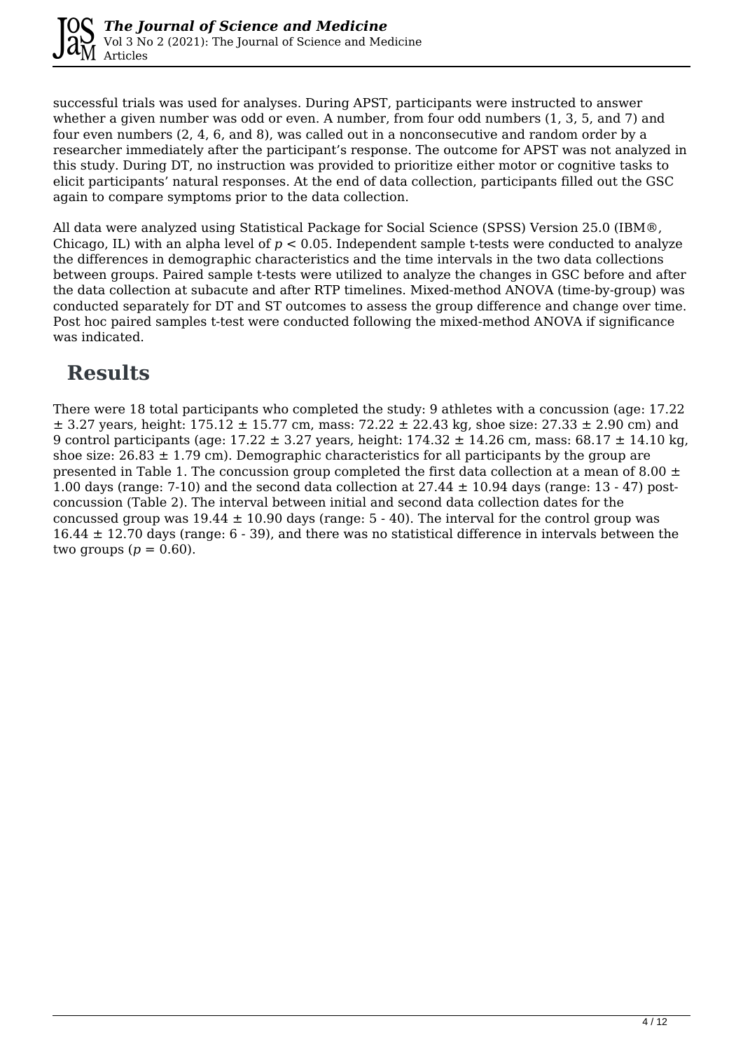successful trials was used for analyses. During APST, participants were instructed to answer whether a given number was odd or even. A number, from four odd numbers (1, 3, 5, and 7) and four even numbers (2, 4, 6, and 8), was called out in a nonconsecutive and random order by a researcher immediately after the participant's response. The outcome for APST was not analyzed in this study. During DT, no instruction was provided to prioritize either motor or cognitive tasks to elicit participants' natural responses. At the end of data collection, participants filled out the GSC again to compare symptoms prior to the data collection.

All data were analyzed using Statistical Package for Social Science (SPSS) Version 25.0 (IBM®, Chicago, IL) with an alpha level of $p < 0.05$. Independent sample t-tests were conducted to analyze the differences in demographic characteristics and the time intervals in the two data collections between groups. Paired sample t-tests were utilized to analyze the changes in GSC before and after the data collection at subacute and after RTP timelines. Mixed-method ANOVA (time-by-group) was conducted separately for DT and ST outcomes to assess the group difference and change over time. Post hoc paired samples t-test were conducted following the mixed-method ANOVA if significance was indicated.

## Results

There were 18 total participants who completed the study: 9 athletes with a concussion (age: 17.22 ± 3.27 years, height: 175.12 ± 15.77 cm, mass: 72.22 ± 22.43 kg, shoe size: 27.33 ± 2.90 cm) and 9 control participants (age: 17.22 ± 3.27 years, height: 174.32 ± 14.26 cm, mass: 68.17 ± 14.10 kg, shoe size: 26.83 ± 1.79 cm). Demographic characteristics for all participants by the group are presented in Table 1. The concussion group completed the first data collection at a mean of 8.00 ± 1.00 days (range: 7-10) and the second data collection at 27.44 ± 10.94 days (range: 13 - 47) post-concussion (Table 2). The interval between initial and second data collection dates for the concussed group was 19.44 ± 10.90 days (range: 5 - 40). The interval for the control group was 16.44 ± 12.70 days (range: 6 - 39), and there was no statistical difference in intervals between the two groups ($p = 0.60$).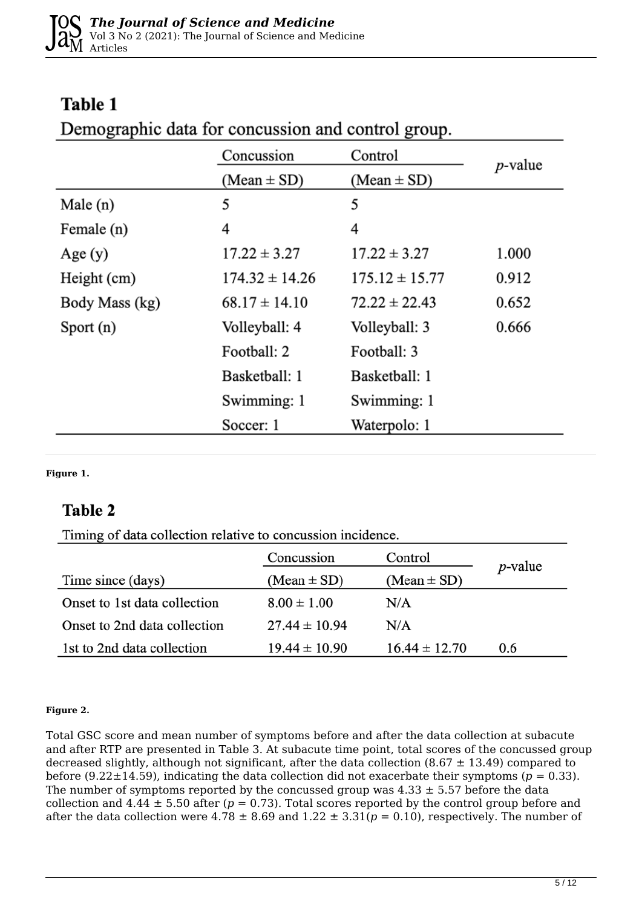**Table 1**

Demographic data for concussion and control group.

| | Concussion (Mean ± SD) | Control (Mean ± SD) | $p$-value |
|---|---|---|---|
| Male (n) | 5 | 5 | |
| Female (n) | 4 | 4 | |
| Age (y) | 17.22 ± 3.27 | 17.22 ± 3.27 | 1.000 |
| Height (cm) | 174.32 ± 14.26 | 175.12 ± 15.77 | 0.912 |
| Body Mass (kg) | 68.17 ± 14.10 | 72.22 ± 22.43 | 0.652 |
| Sport (n) | Volleyball: 4 | Volleyball: 3 | 0.666 |
| | Football: 2 | Football: 3 | |
| | Basketball: 1 | Basketball: 1 | |
| | Swimming: 1 | Swimming: 1 | |
| | Soccer: 1 | Waterpolo: 1 | |

**Figure 1.**

**Table 2**

Timing of data collection relative to concussion incidence.

| Time since (days) | Concussion (Mean ± SD) | Control (Mean ± SD) | $p$-value |
|---|---|---|---|
| Onset to 1st data collection | 8.00 ± 1.00 | N/A | |
| Onset to 2nd data collection | 27.44 ± 10.94 | N/A | |
| 1st to 2nd data collection | 19.44 ± 10.90 | 16.44 ± 12.70 | 0.6 |

**Figure 2.**

Total GSC score and mean number of symptoms before and after the data collection at subacute and after RTP are presented in Table 3. At subacute time point, total scores of the concussed group decreased slightly, although not significant, after the data collection (8.67 ± 13.49) compared to before (9.22±14.59), indicating the data collection did not exacerbate their symptoms ($p$ = 0.33). The number of symptoms reported by the concussed group was 4.33 ± 5.57 before the data collection and 4.44 ± 5.50 after ($p$ = 0.73). Total scores reported by the control group before and after the data collection were 4.78 ± 8.69 and 1.22 ± 3.31($p$ = 0.10), respectively. The number of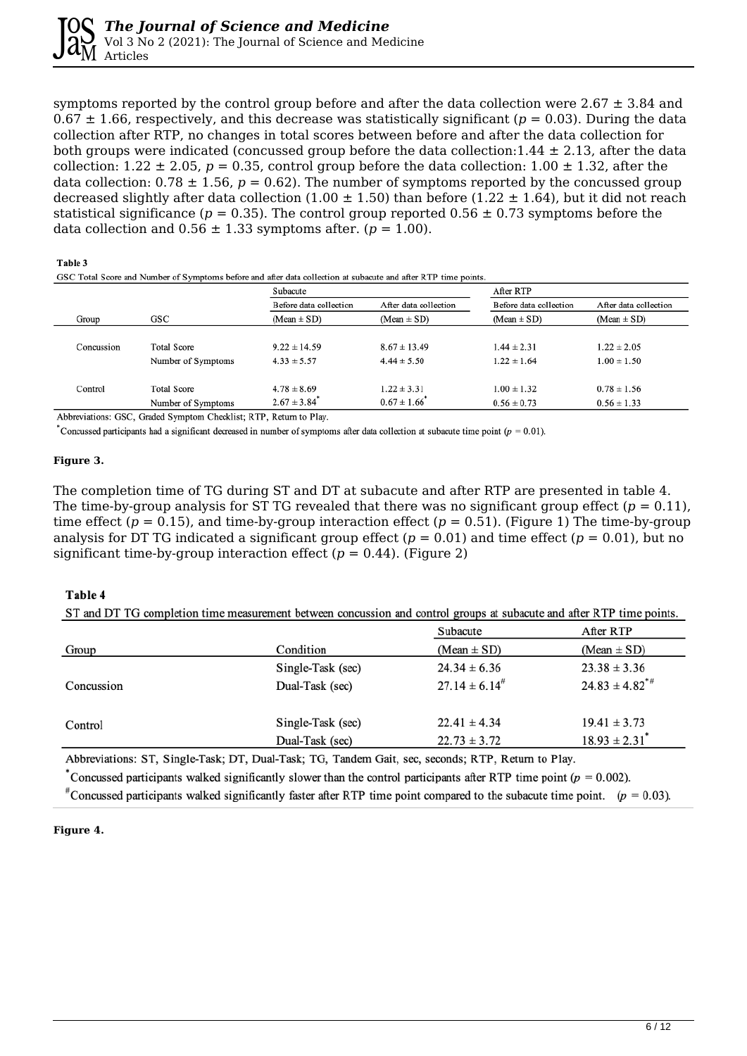symptoms reported by the control group before and after the data collection were 2.67 ± 3.84 and 0.67 ± 1.66, respectively, and this decrease was statistically significant ($p$ = 0.03). During the data collection after RTP, no changes in total scores between before and after the data collection for both groups were indicated (concussed group before the data collection:1.44 ± 2.13, after the data collection: 1.22 ± 2.05, $p$ = 0.35, control group before the data collection: 1.00 ± 1.32, after the data collection: 0.78 ± 1.56, $p$ = 0.62). The number of symptoms reported by the concussed group decreased slightly after data collection (1.00 ± 1.50) than before (1.22 ± 1.64), but it did not reach statistical significance ($p$ = 0.35). The control group reported 0.56 ± 0.73 symptoms before the data collection and 0.56 ± 1.33 symptoms after. ($p$ = 1.00).

**Table 3**

GSC Total Score and Number of Symptoms before and after data collection at subacute and after RTP time points.

| | | Subacute | | After RTP | |
|---|---|---|---|---|---|
| | | Before data collection | After data collection | Before data collection | After data collection |
| Group | GSC | (Mean ± SD) | (Mean ± SD) | (Mean ± SD) | (Mean ± SD) |
| Concussion | Total Score | 9.22 ± 14.59 | 8.67 ± 13.49 | 1.44 ± 2.31 | 1.22 ± 2.05 |
| | Number of Symptoms | 4.33 ± 5.57 | 4.44 ± 5.50 | 1.22 ± 1.64 | 1.00 ± 1.50 |
| Control | Total Score | 4.78 ± 8.69 | 1.22 ± 3.31 | 1.00 ± 1.32 | 0.78 ± 1.56 |
| | Number of Symptoms | 2.67 ± 3.84* | 0.67 ± 1.66* | 0.56 ± 0.73 | 0.56 ± 1.33 |

Abbreviations: GSC, Graded Symptom Checklist; RTP, Return to Play.

*Concussed participants had a significant decreased in number of symptoms after data collection at subacute time point ($p$ = 0.01).

**Figure 3.**

The completion time of TG during ST and DT at subacute and after RTP are presented in table 4. The time-by-group analysis for ST TG revealed that there was no significant group effect ($p$ = 0.11), time effect ($p$ = 0.15), and time-by-group interaction effect ($p$ = 0.51). (Figure 1) The time-by-group analysis for DT TG indicated a significant group effect ($p$ = 0.01) and time effect ($p$ = 0.01), but no significant time-by-group interaction effect ($p$ = 0.44). (Figure 2)

**Table 4**

ST and DT TG completion time measurement between concussion and control groups at subacute and after RTP time points.

| | | Subacute | After RTP |
|---|---|---|---|
| Group | Condition | (Mean ± SD) | (Mean ± SD) |
| Concussion | Single-Task (sec) | 24.34 ± 6.36 | 23.38 ± 3.36 |
| | Dual-Task (sec) | 27.14 ± 6.14# | 24.83 ± 4.82*# |
| Control | Single-Task (sec) | 22.41 ± 4.34 | 19.41 ± 3.73 |
| | Dual-Task (sec) | 22.73 ± 3.72 | 18.93 ± 2.31* |

Abbreviations: ST, Single-Task; DT, Dual-Task; TG, Tandem Gait, sec, seconds; RTP, Return to Play.

*Concussed participants walked significantly slower than the control participants after RTP time point ($p$ = 0.002).

#Concussed participants walked significantly faster after RTP time point compared to the subacute time point. ($p$ = 0.03).

**Figure 4.**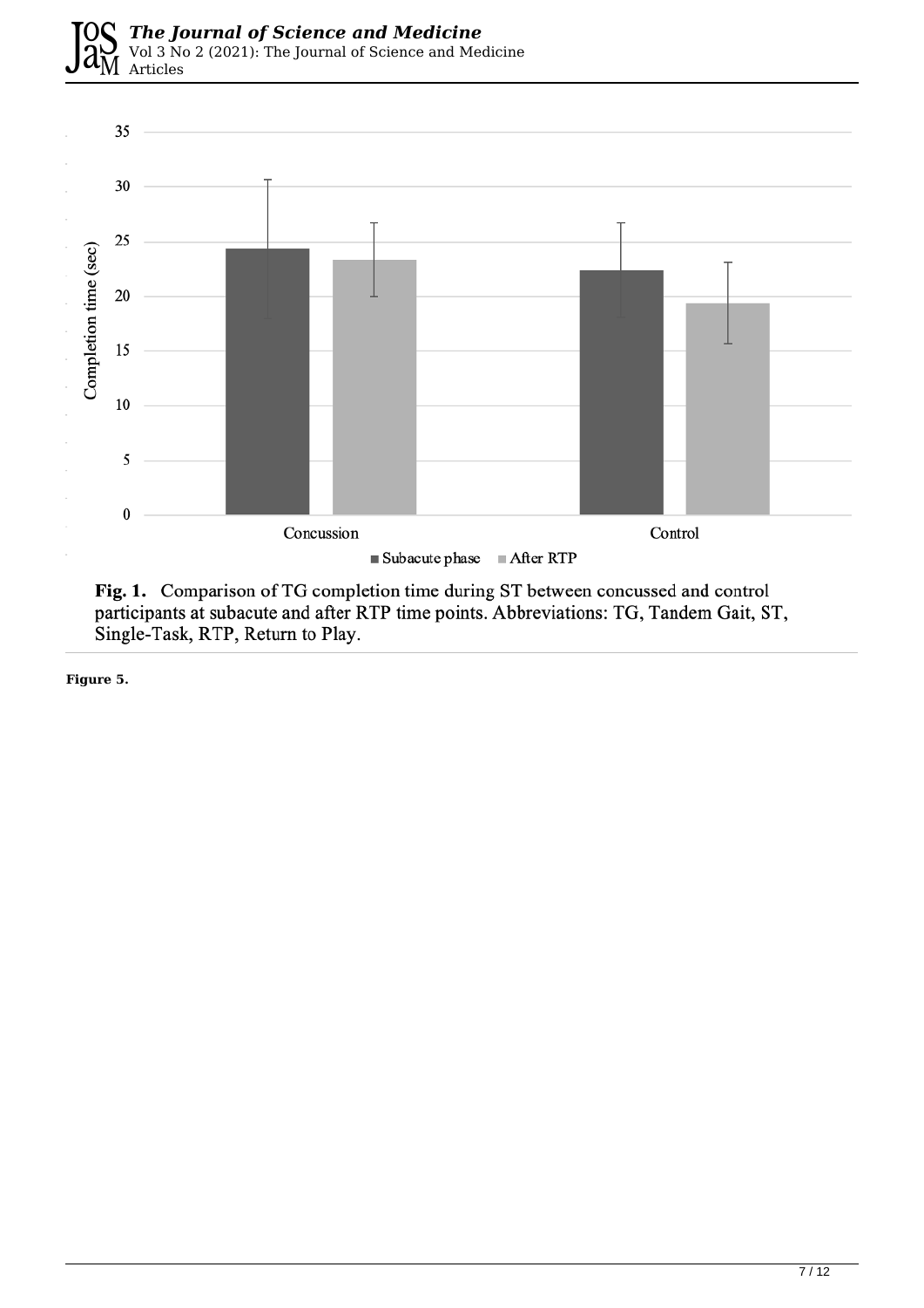**Fig. 1.** Comparison of TG completion time during ST between concussed and control participants at subacute and after RTP time points. Abbreviations: TG, Tandem Gait, ST, Single-Task, RTP, Return to Play.

**Figure 5.**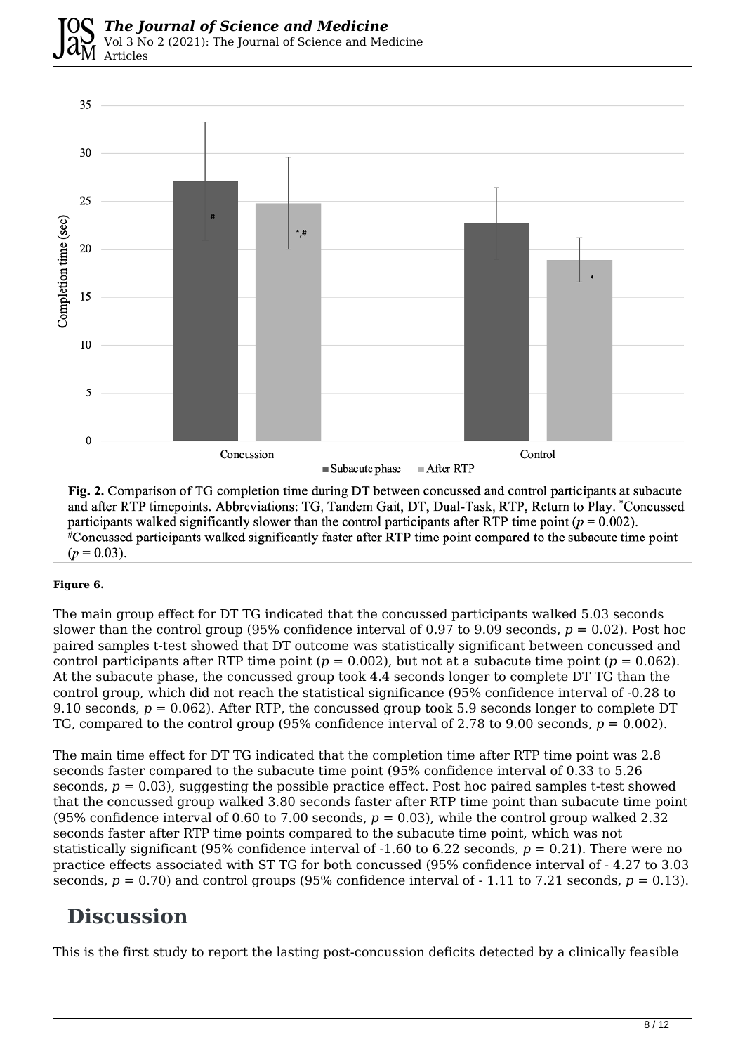Fig. 2. Comparison of TG completion time during DT between concussed and control participants at subacute and after RTP timepoints. Abbreviations: TG, Tandem Gait, DT, Dual-Task, RTP, Return to Play. *Concussed participants walked significantly slower than the control participants after RTP time point ($p = 0.002$). #Concussed participants walked significantly faster after RTP time point compared to the subacute time point ($p = 0.03$).

**Figure 6.**

The main group effect for DT TG indicated that the concussed participants walked 5.03 seconds slower than the control group (95% confidence interval of 0.97 to 9.09 seconds, $p = 0.02$). Post hoc paired samples t-test showed that DT outcome was statistically significant between concussed and control participants after RTP time point ($p = 0.002$), but not at a subacute time point ($p = 0.062$). At the subacute phase, the concussed group took 4.4 seconds longer to complete DT TG than the control group, which did not reach the statistical significance (95% confidence interval of -0.28 to 9.10 seconds, $p = 0.062$). After RTP, the concussed group took 5.9 seconds longer to complete DT TG, compared to the control group (95% confidence interval of 2.78 to 9.00 seconds, $p = 0.002$).

The main time effect for DT TG indicated that the completion time after RTP time point was 2.8 seconds faster compared to the subacute time point (95% confidence interval of 0.33 to 5.26 seconds, $p = 0.03$), suggesting the possible practice effect. Post hoc paired samples t-test showed that the concussed group walked 3.80 seconds faster after RTP time point than subacute time point (95% confidence interval of 0.60 to 7.00 seconds, $p = 0.03$), while the control group walked 2.32 seconds faster after RTP time points compared to the subacute time point, which was not statistically significant (95% confidence interval of -1.60 to 6.22 seconds, $p = 0.21$). There were no practice effects associated with ST TG for both concussed (95% confidence interval of - 4.27 to 3.03 seconds, $p = 0.70$) and control groups (95% confidence interval of - 1.11 to 7.21 seconds, $p = 0.13$).

## Discussion

This is the first study to report the lasting post-concussion deficits detected by a clinically feasible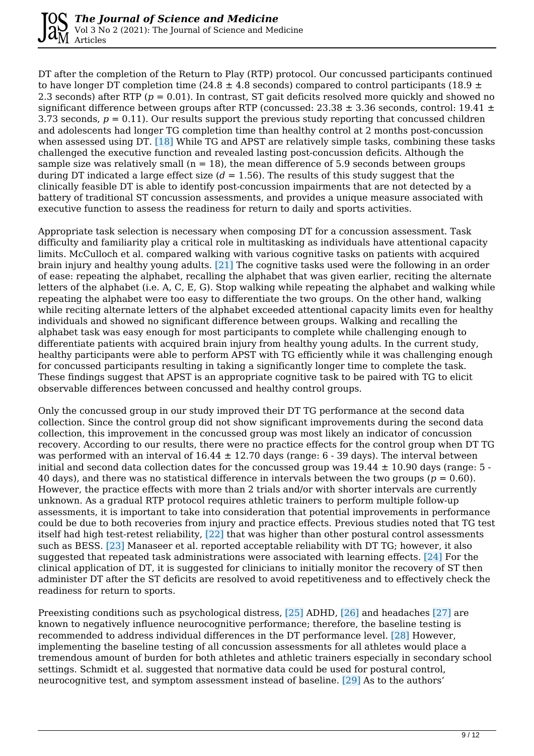DT after the completion of the Return to Play (RTP) protocol. Our concussed participants continued to have longer DT completion time (24.8 ± 4.8 seconds) compared to control participants (18.9 ± 2.3 seconds) after RTP ($p = 0.01$). In contrast, ST gait deficits resolved more quickly and showed no significant difference between groups after RTP (concussed: 23.38 ± 3.36 seconds, control: 19.41 ± 3.73 seconds, $p = 0.11$). Our results support the previous study reporting that concussed children and adolescents had longer TG completion time than healthy control at 2 months post-concussion when assessed using DT. [18] While TG and APST are relatively simple tasks, combining these tasks challenged the executive function and revealed lasting post-concussion deficits. Although the sample size was relatively small (n = 18), the mean difference of 5.9 seconds between groups during DT indicated a large effect size ($d = 1.56$). The results of this study suggest that the clinically feasible DT is able to identify post-concussion impairments that are not detected by a battery of traditional ST concussion assessments, and provides a unique measure associated with executive function to assess the readiness for return to daily and sports activities.

Appropriate task selection is necessary when composing DT for a concussion assessment. Task difficulty and familiarity play a critical role in multitasking as individuals have attentional capacity limits. McCulloch et al. compared walking with various cognitive tasks on patients with acquired brain injury and healthy young adults. [21] The cognitive tasks used were the following in an order of ease: repeating the alphabet, recalling the alphabet that was given earlier, reciting the alternate letters of the alphabet (i.e. A, C, E, G). Stop walking while repeating the alphabet and walking while repeating the alphabet were too easy to differentiate the two groups. On the other hand, walking while reciting alternate letters of the alphabet exceeded attentional capacity limits even for healthy individuals and showed no significant difference between groups. Walking and recalling the alphabet task was easy enough for most participants to complete while challenging enough to differentiate patients with acquired brain injury from healthy young adults. In the current study, healthy participants were able to perform APST with TG efficiently while it was challenging enough for concussed participants resulting in taking a significantly longer time to complete the task. These findings suggest that APST is an appropriate cognitive task to be paired with TG to elicit observable differences between concussed and healthy control groups.

Only the concussed group in our study improved their DT TG performance at the second data collection. Since the control group did not show significant improvements during the second data collection, this improvement in the concussed group was most likely an indicator of concussion recovery. According to our results, there were no practice effects for the control group when DT TG was performed with an interval of 16.44 ± 12.70 days (range: 6 - 39 days). The interval between initial and second data collection dates for the concussed group was 19.44 ± 10.90 days (range: 5 - 40 days), and there was no statistical difference in intervals between the two groups ($p = 0.60$). However, the practice effects with more than 2 trials and/or with shorter intervals are currently unknown. As a gradual RTP protocol requires athletic trainers to perform multiple follow-up assessments, it is important to take into consideration that potential improvements in performance could be due to both recoveries from injury and practice effects. Previous studies noted that TG test itself had high test-retest reliability, [22] that was higher than other postural control assessments such as BESS. [23] Manaseer et al. reported acceptable reliability with DT TG; however, it also suggested that repeated task administrations were associated with learning effects. [24] For the clinical application of DT, it is suggested for clinicians to initially monitor the recovery of ST then administer DT after the ST deficits are resolved to avoid repetitiveness and to effectively check the readiness for return to sports.

Preexisting conditions such as psychological distress, [25] ADHD, [26] and headaches [27] are known to negatively influence neurocognitive performance; therefore, the baseline testing is recommended to address individual differences in the DT performance level. [28] However, implementing the baseline testing of all concussion assessments for all athletes would place a tremendous amount of burden for both athletes and athletic trainers especially in secondary school settings. Schmidt et al. suggested that normative data could be used for postural control, neurocognitive test, and symptom assessment instead of baseline. [29] As to the authors'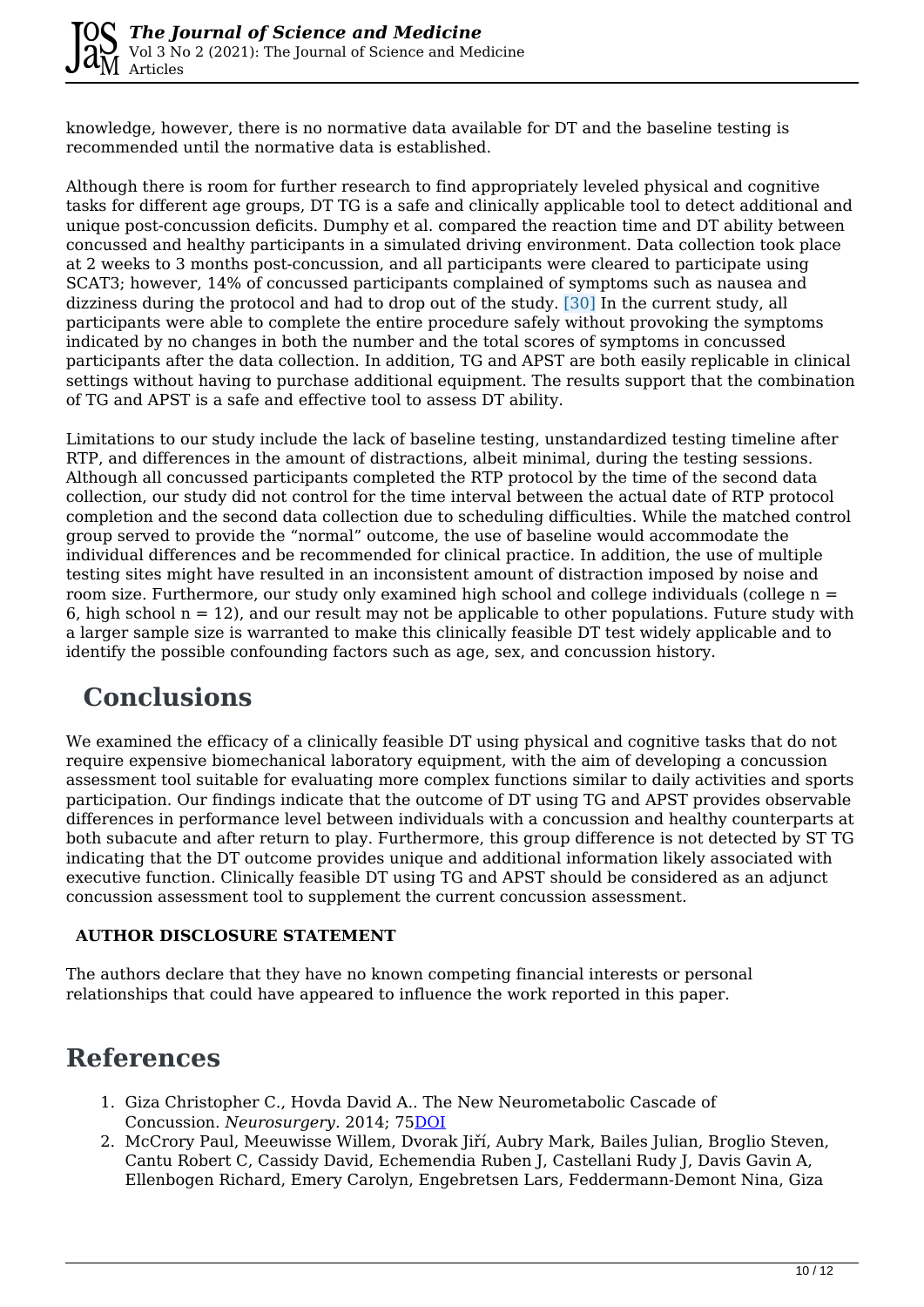knowledge, however, there is no normative data available for DT and the baseline testing is recommended until the normative data is established.

Although there is room for further research to find appropriately leveled physical and cognitive tasks for different age groups, DT TG is a safe and clinically applicable tool to detect additional and unique post-concussion deficits. Dumphy et al. compared the reaction time and DT ability between concussed and healthy participants in a simulated driving environment. Data collection took place at 2 weeks to 3 months post-concussion, and all participants were cleared to participate using SCAT3; however, 14% of concussed participants complained of symptoms such as nausea and dizziness during the protocol and had to drop out of the study. [30] In the current study, all participants were able to complete the entire procedure safely without provoking the symptoms indicated by no changes in both the number and the total scores of symptoms in concussed participants after the data collection. In addition, TG and APST are both easily replicable in clinical settings without having to purchase additional equipment. The results support that the combination of TG and APST is a safe and effective tool to assess DT ability.

Limitations to our study include the lack of baseline testing, unstandardized testing timeline after RTP, and differences in the amount of distractions, albeit minimal, during the testing sessions. Although all concussed participants completed the RTP protocol by the time of the second data collection, our study did not control for the time interval between the actual date of RTP protocol completion and the second data collection due to scheduling difficulties. While the matched control group served to provide the “normal” outcome, the use of baseline would accommodate the individual differences and be recommended for clinical practice. In addition, the use of multiple testing sites might have resulted in an inconsistent amount of distraction imposed by noise and room size. Furthermore, our study only examined high school and college individuals (college n = 6, high school n = 12), and our result may not be applicable to other populations. Future study with a larger sample size is warranted to make this clinically feasible DT test widely applicable and to identify the possible confounding factors such as age, sex, and concussion history.

## Conclusions

We examined the efficacy of a clinically feasible DT using physical and cognitive tasks that do not require expensive biomechanical laboratory equipment, with the aim of developing a concussion assessment tool suitable for evaluating more complex functions similar to daily activities and sports participation. Our findings indicate that the outcome of DT using TG and APST provides observable differences in performance level between individuals with a concussion and healthy counterparts at both subacute and after return to play. Furthermore, this group difference is not detected by ST TG indicating that the DT outcome provides unique and additional information likely associated with executive function. Clinically feasible DT using TG and APST should be considered as an adjunct concussion assessment tool to supplement the current concussion assessment.

### AUTHOR DISCLOSURE STATEMENT

The authors declare that they have no known competing financial interests or personal relationships that could have appeared to influence the work reported in this paper.

## References

1. Giza Christopher C., Hovda David A.. The New Neurometabolic Cascade of Concussion. *Neurosurgery*. 2014; 75DOI
2. McCrory Paul, Meeuwisse Willem, Dvorak Jiří, Aubry Mark, Bailes Julian, Broglio Steven, Cantu Robert C, Cassidy David, Echemendia Ruben J, Castellani Rudy J, Davis Gavin A, Ellenbogen Richard, Emery Carolyn, Engebretsen Lars, Feddermann-Demont Nina, Giza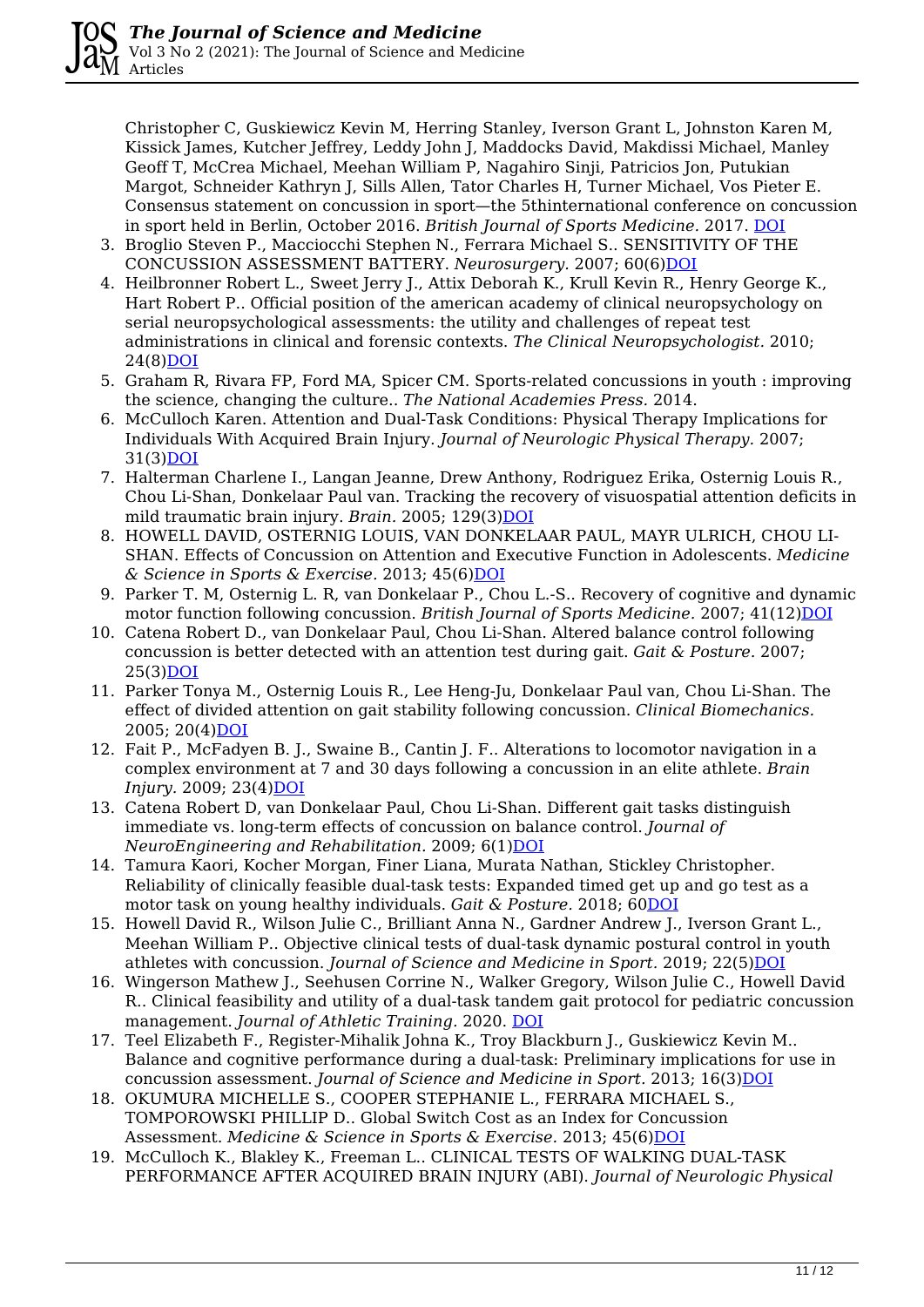Christopher C, Guskiewicz Kevin M, Herring Stanley, Iverson Grant L, Johnston Karen M, Kissick James, Kutcher Jeffrey, Leddy John J, Maddocks David, Makdissi Michael, Manley Geoff T, McCrea Michael, Meehan William P, Nagahiro Sinji, Patricios Jon, Putukian Margot, Schneider Kathryn J, Sills Allen, Tator Charles H, Turner Michael, Vos Pieter E. Consensus statement on concussion in sport—the 5thinternational conference on concussion in sport held in Berlin, October 2016. *British Journal of Sports Medicine.* 2017. DOI

3. Broglio Steven P., Macciocchi Stephen N., Ferrara Michael S.. SENSITIVITY OF THE CONCUSSION ASSESSMENT BATTERY. *Neurosurgery.* 2007; 60(6)DOI
4. Heilbronner Robert L., Sweet Jerry J., Attix Deborah K., Krull Kevin R., Henry George K., Hart Robert P.. Official position of the american academy of clinical neuropsychology on serial neuropsychological assessments: the utility and challenges of repeat test administrations in clinical and forensic contexts. *The Clinical Neuropsychologist.* 2010; 24(8)DOI
5. Graham R, Rivara FP, Ford MA, Spicer CM. Sports-related concussions in youth : improving the science, changing the culture.. *The National Academies Press.* 2014.
6. McCulloch Karen. Attention and Dual-Task Conditions: Physical Therapy Implications for Individuals With Acquired Brain Injury. *Journal of Neurologic Physical Therapy.* 2007; 31(3)DOI
7. Halterman Charlene I., Langan Jeanne, Drew Anthony, Rodriguez Erika, Osternig Louis R., Chou Li-Shan, Donkelaar Paul van. Tracking the recovery of visuospatial attention deficits in mild traumatic brain injury. *Brain.* 2005; 129(3)DOI
8. HOWELL DAVID, OSTERNIG LOUIS, VAN DONKELAAR PAUL, MAYR ULRICH, CHOU LI-SHAN. Effects of Concussion on Attention and Executive Function in Adolescents. *Medicine & Science in Sports & Exercise.* 2013; 45(6)DOI
9. Parker T. M, Osternig L. R, van Donkelaar P., Chou L.-S.. Recovery of cognitive and dynamic motor function following concussion. *British Journal of Sports Medicine.* 2007; 41(12)DOI
10. Catena Robert D., van Donkelaar Paul, Chou Li-Shan. Altered balance control following concussion is better detected with an attention test during gait. *Gait & Posture.* 2007; 25(3)DOI
11. Parker Tonya M., Osternig Louis R., Lee Heng-Ju, Donkelaar Paul van, Chou Li-Shan. The effect of divided attention on gait stability following concussion. *Clinical Biomechanics.* 2005; 20(4)DOI
12. Fait P., McFadyen B. J., Swaine B., Cantin J. F.. Alterations to locomotor navigation in a complex environment at 7 and 30 days following a concussion in an elite athlete. *Brain Injury.* 2009; 23(4)DOI
13. Catena Robert D, van Donkelaar Paul, Chou Li-Shan. Different gait tasks distinguish immediate vs. long-term effects of concussion on balance control. *Journal of NeuroEngineering and Rehabilitation.* 2009; 6(1)DOI
14. Tamura Kaori, Kocher Morgan, Finer Liana, Murata Nathan, Stickley Christopher. Reliability of clinically feasible dual-task tests: Expanded timed get up and go test as a motor task on young healthy individuals. *Gait & Posture.* 2018; 60DOI
15. Howell David R., Wilson Julie C., Brilliant Anna N., Gardner Andrew J., Iverson Grant L., Meehan William P.. Objective clinical tests of dual-task dynamic postural control in youth athletes with concussion. *Journal of Science and Medicine in Sport.* 2019; 22(5)DOI
16. Wingerson Mathew J., Seehusen Corrine N., Walker Gregory, Wilson Julie C., Howell David R.. Clinical feasibility and utility of a dual-task tandem gait protocol for pediatric concussion management. *Journal of Athletic Training.* 2020. DOI
17. Teel Elizabeth F., Register-Mihalik Johna K., Troy Blackburn J., Guskiewicz Kevin M.. Balance and cognitive performance during a dual-task: Preliminary implications for use in concussion assessment. *Journal of Science and Medicine in Sport.* 2013; 16(3)DOI
18. OKUMURA MICHELLE S., COOPER STEPHANIE L., FERRARA MICHAEL S., TOMPOROWSKI PHILLIP D.. Global Switch Cost as an Index for Concussion Assessment. *Medicine & Science in Sports & Exercise.* 2013; 45(6)DOI
19. McCulloch K., Blakley K., Freeman L.. CLINICAL TESTS OF WALKING DUAL-TASK PERFORMANCE AFTER ACQUIRED BRAIN INJURY (ABI). *Journal of Neurologic Physical*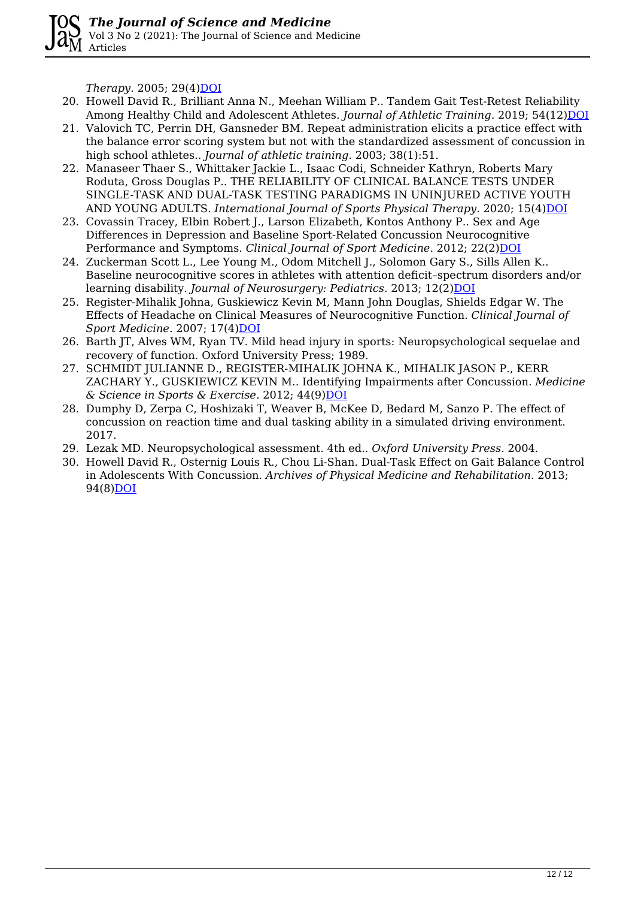*Therapy*. 2005; 29(4)DOI

20. Howell David R., Brilliant Anna N., Meehan William P.. Tandem Gait Test-Retest Reliability Among Healthy Child and Adolescent Athletes. *Journal of Athletic Training*. 2019; 54(12)DOI
21. Valovich TC, Perrin DH, Gansneder BM. Repeat administration elicits a practice effect with the balance error scoring system but not with the standardized assessment of concussion in high school athletes.. *Journal of athletic training*. 2003; 38(1):51.
22. Manaseer Thaer S., Whittaker Jackie L., Isaac Codi, Schneider Kathryn, Roberts Mary Roduta, Gross Douglas P.. THE RELIABILITY OF CLINICAL BALANCE TESTS UNDER SINGLE-TASK AND DUAL-TASK TESTING PARADIGMS IN UNINJURED ACTIVE YOUTH AND YOUNG ADULTS. *International Journal of Sports Physical Therapy*. 2020; 15(4)DOI
23. Covassin Tracey, Elbin Robert J., Larson Elizabeth, Kontos Anthony P.. Sex and Age Differences in Depression and Baseline Sport-Related Concussion Neurocognitive Performance and Symptoms. *Clinical Journal of Sport Medicine*. 2012; 22(2)DOI
24. Zuckerman Scott L., Lee Young M., Odom Mitchell J., Solomon Gary S., Sills Allen K.. Baseline neurocognitive scores in athletes with attention deficit–spectrum disorders and/or learning disability. *Journal of Neurosurgery: Pediatrics*. 2013; 12(2)DOI
25. Register-Mihalik Johna, Guskiewicz Kevin M, Mann John Douglas, Shields Edgar W. The Effects of Headache on Clinical Measures of Neurocognitive Function. *Clinical Journal of Sport Medicine*. 2007; 17(4)DOI
26. Barth JT, Alves WM, Ryan TV. Mild head injury in sports: Neuropsychological sequelae and recovery of function. Oxford University Press; 1989.
27. SCHMIDT JULIANNE D., REGISTER-MIHALIK JOHNA K., MIHALIK JASON P., KERR ZACHARY Y., GUSKIEWICZ KEVIN M.. Identifying Impairments after Concussion. *Medicine & Science in Sports & Exercise*. 2012; 44(9)DOI
28. Dumphy D, Zerpa C, Hoshizaki T, Weaver B, McKee D, Bedard M, Sanzo P. The effect of concussion on reaction time and dual tasking ability in a simulated driving environment. 2017.
29. Lezak MD. Neuropsychological assessment. 4th ed.. *Oxford University Press*. 2004.
30. Howell David R., Osternig Louis R., Chou Li-Shan. Dual-Task Effect on Gait Balance Control in Adolescents With Concussion. *Archives of Physical Medicine and Rehabilitation*. 2013; 94(8)DOI